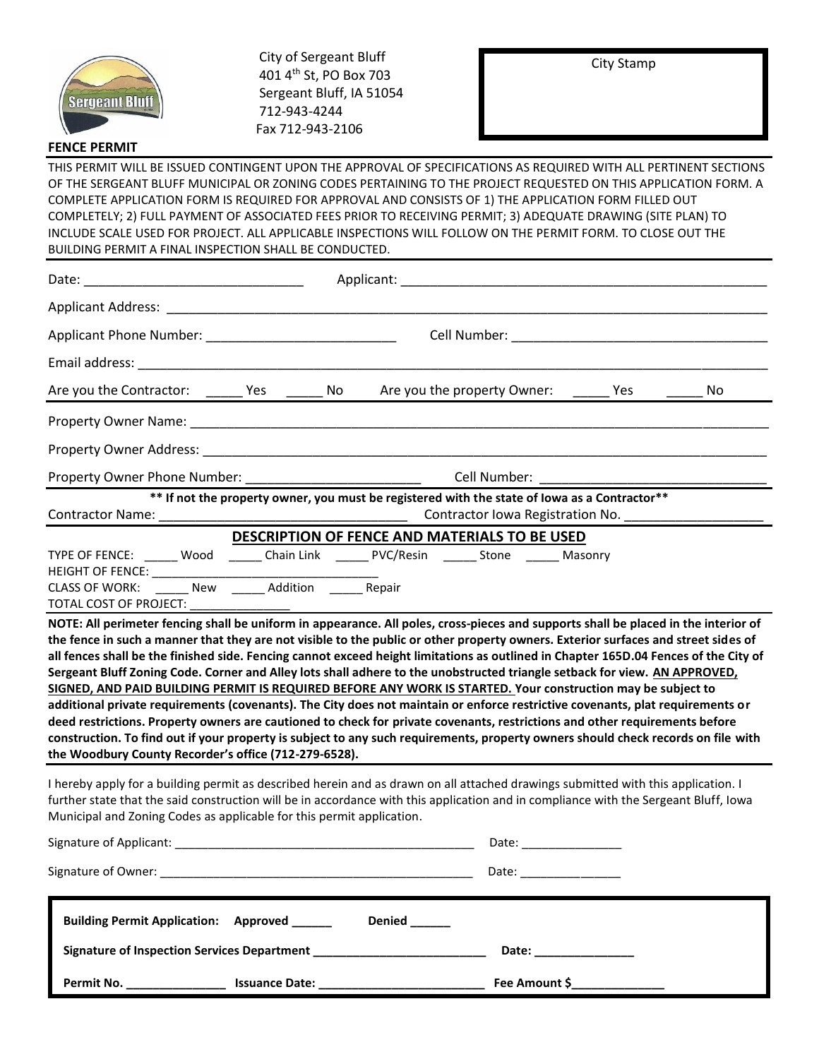City of Sergeant Bluff
401 4th St, PO Box 703
Sergeant Bluff, IA 51054
712-943-4244
Fax 712-943-2106

City Stamp

**FENCE PERMIT**

THIS PERMIT WILL BE ISSUED CONTINGENT UPON THE APPROVAL OF SPECIFICATIONS AS REQUIRED WITH ALL PERTINENT SECTIONS OF THE SERGEANT BLUFF MUNICIPAL OR ZONING CODES PERTAINING TO THE PROJECT REQUESTED ON THIS APPLICATION FORM. A COMPLETE APPLICATION FORM IS REQUIRED FOR APPROVAL AND CONSISTS OF 1) THE APPLICATION FORM FILLED OUT COMPLETELY; 2) FULL PAYMENT OF ASSOCIATED FEES PRIOR TO RECEIVING PERMIT; 3) ADEQUATE DRAWING (SITE PLAN) TO INCLUDE SCALE USED FOR PROJECT. ALL APPLICABLE INSPECTIONS WILL FOLLOW ON THE PERMIT FORM. TO CLOSE OUT THE BUILDING PERMIT A FINAL INSPECTION SHALL BE CONDUCTED.

Date: ______________________________ Applicant: ____________________________________________________

Applicant Address: ____________________________________________________________________________

Applicant Phone Number: __________________________ Cell Number: ___________________________________

Email address: _________________________________________________________________________________

Are you the Contractor: _____ Yes _____ No Are you the property Owner: _____ Yes _____ No

Property Owner Name: __________________________________________________________________________

Property Owner Address: ________________________________________________________________________

Property Owner Phone Number: ________________________ Cell Number: ______________________________

**\*\* If not the property owner, you must be registered with the state of Iowa as a Contractor\*\***

Contractor Name: _________________________________ Contractor Iowa Registration No. ___________________

## DESCRIPTION OF FENCE AND MATERIALS TO BE USED

TYPE OF FENCE: _____ Wood _____ Chain Link _____ PVC/Resin _____ Stone _____ Masonry

HEIGHT OF FENCE: ________________________________

CLASS OF WORK: _____ New _____ Addition _____ Repair

TOTAL COST OF PROJECT: _______________

**NOTE: All perimeter fencing shall be uniform in appearance. All poles, cross-pieces and supports shall be placed in the interior of the fence in such a manner that they are not visible to the public or other property owners. Exterior surfaces and street sides of all fences shall be the finished side. Fencing cannot exceed height limitations as outlined in Chapter 165D.04 Fences of the City of Sergeant Bluff Zoning Code. Corner and Alley lots shall adhere to the unobstructed triangle setback for view. <u>AN APPROVED, SIGNED, AND PAID BUILDING PERMIT IS REQUIRED BEFORE ANY WORK IS STARTED.</u> Your construction may be subject to additional private requirements (covenants). The City does not maintain or enforce restrictive covenants, plat requirements or deed restrictions. Property owners are cautioned to check for private covenants, restrictions and other requirements before construction. To find out if your property is subject to any such requirements, property owners should check records on file with the Woodbury County Recorder's office (712-279-6528).**

I hereby apply for a building permit as described herein and as drawn on all attached drawings submitted with this application. I further state that the said construction will be in accordance with this application and in compliance with the Sergeant Bluff, Iowa Municipal and Zoning Codes as applicable for this permit application.

Signature of Applicant: ____________________________________________ Date: _______________

Signature of Owner: _______________________________________________ Date: _______________

**Building Permit Application: Approved ______ Denied ______**

**Signature of Inspection Services Department __________________________ Date: _______________**

**Permit No. _______________ Issuance Date: _________________________ Fee Amount $_____________**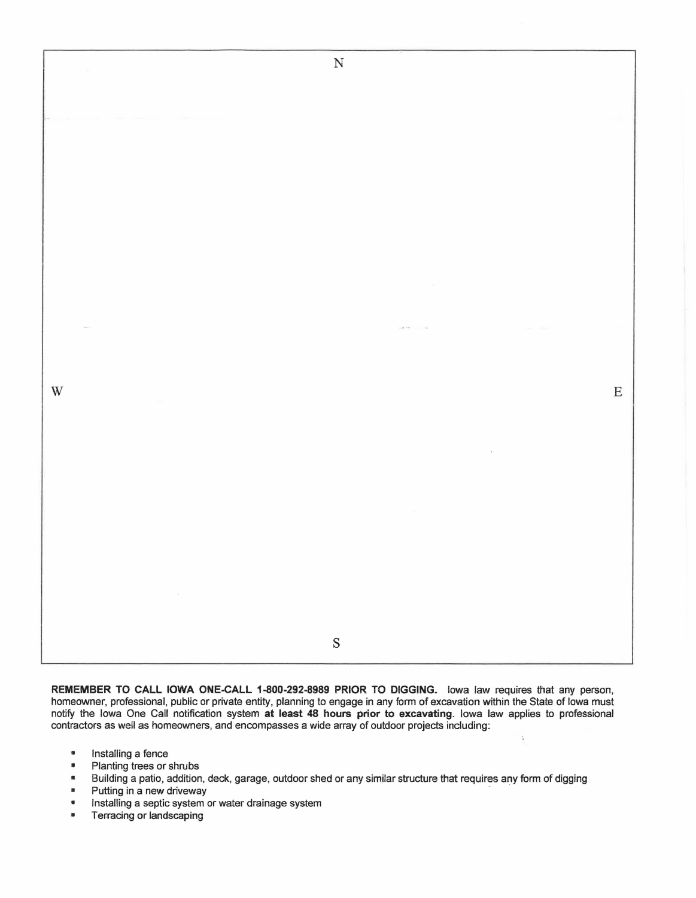N

W

E

S

**REMEMBER TO CALL IOWA ONE-CALL 1-800-292-8989 PRIOR TO DIGGING.** Iowa law requires that any person, homeowner, professional, public or private entity, planning to engage in any form of excavation within the State of Iowa must notify the Iowa One Call notification system **at least 48 hours prior to excavating**. Iowa law applies to professional contractors as well as homeowners, and encompasses a wide array of outdoor projects including:

- Installing a fence
- Planting trees or shrubs
- Building a patio, addition, deck, garage, outdoor shed or any similar structure that requires any form of digging
- Putting in a new driveway
- Installing a septic system or water drainage system
- Terracing or landscaping